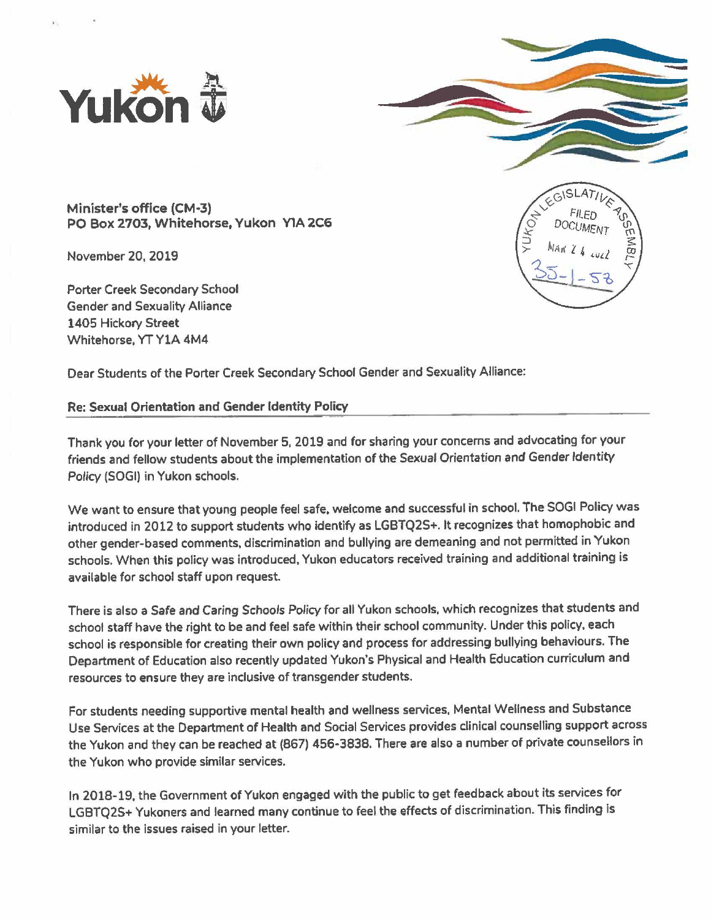Minister's office (CM-3)
PO Box 2703, Whitehorse, Yukon Y1A 2C6

YUKON LEGISLATIVE ASSEMBLY
FILED DOCUMENT
MAR 24 2022
35-1-58

November 20, 2019

Porter Creek Secondary School
Gender and Sexuality Alliance
1405 Hickory Street
Whitehorse, YT Y1A 4M4

Dear Students of the Porter Creek Secondary School Gender and Sexuality Alliance:

**Re: Sexual Orientation and Gender Identity Policy**

Thank you for your letter of November 5, 2019 and for sharing your concerns and advocating for your friends and fellow students about the implementation of the Sexual Orientation and Gender Identity *Policy* (SOGI) in Yukon schools.

We want to ensure that young people feel safe, welcome and successful in school. The SOGI Policy was introduced in 2012 to support students who identify as LGBTQ2S+. It recognizes that homophobic and other gender-based comments, discrimination and bullying are demeaning and not permitted in Yukon schools. When this policy was introduced, Yukon educators received training and additional training is available for school staff upon request.

There is also a *Safe and Caring Schools Policy* for all Yukon schools, which recognizes that students and school staff have the right to be and feel safe within their school community. Under this policy, each school is responsible for creating their own policy and process for addressing bullying behaviours. The Department of Education also recently updated Yukon's Physical and Health Education curriculum and resources to ensure they are inclusive of transgender students.

For students needing supportive mental health and wellness services, Mental Wellness and Substance Use Services at the Department of Health and Social Services provides clinical counselling support across the Yukon and they can be reached at (867) 456-3838. There are also a number of private counsellors in the Yukon who provide similar services.

In 2018-19, the Government of Yukon engaged with the public to get feedback about its services for LGBTQ2S+ Yukoners and learned many continue to feel the effects of discrimination. This finding is similar to the issues raised in your letter.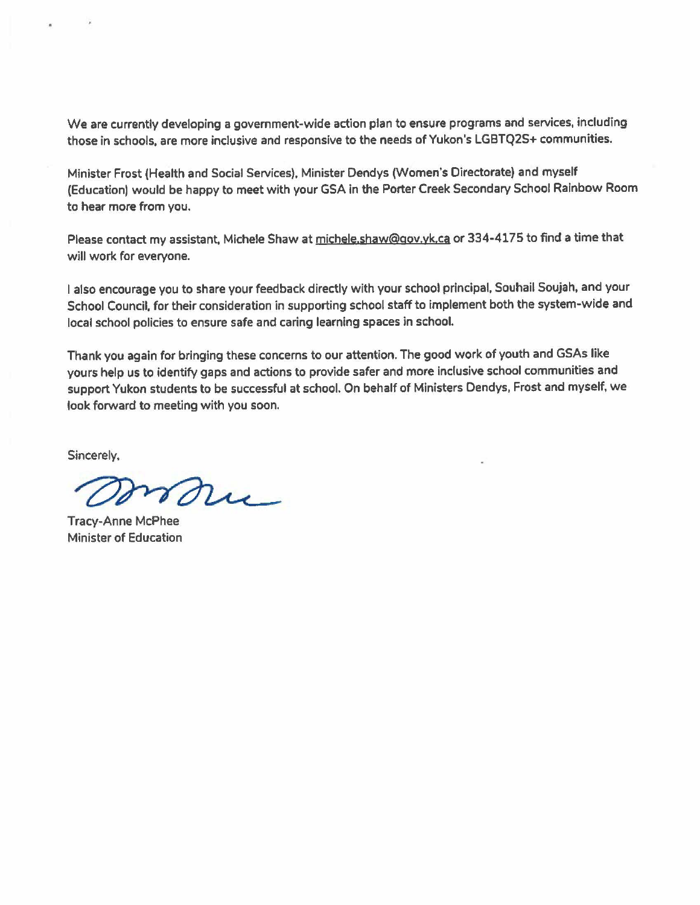We are currently developing a government-wide action plan to ensure programs and services, including those in schools, are more inclusive and responsive to the needs of Yukon's LGBTQ2S+ communities.

Minister Frost (Health and Social Services), Minister Dendys (Women's Directorate) and myself (Education) would be happy to meet with your GSA in the Porter Creek Secondary School Rainbow Room to hear more from you.

Please contact my assistant, Michele Shaw at michele.shaw@gov.yk.ca or 334-4175 to find a time that will work for everyone.

I also encourage you to share your feedback directly with your school principal, Souhail Soujah, and your School Council, for their consideration in supporting school staff to implement both the system-wide and local school policies to ensure safe and caring learning spaces in school.

Thank you again for bringing these concerns to our attention. The good work of youth and GSAs like yours help us to identify gaps and actions to provide safer and more inclusive school communities and support Yukon students to be successful at school. On behalf of Ministers Dendys, Frost and myself, we look forward to meeting with you soon.

Sincerely,

Tracy-Anne McPhee
Minister of Education